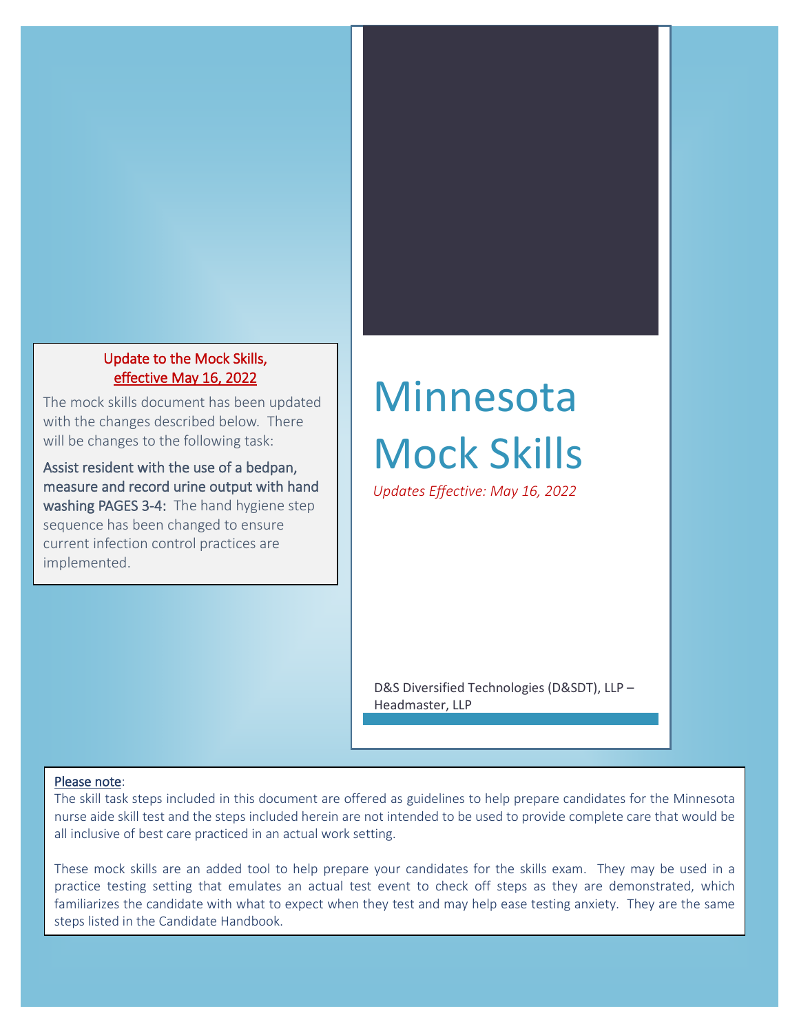# Minnesota Mock Skills

*Updates Effective: May 16, 2022*

D&S Diversified Technologies (D&SDT), LLP – Headmaster, LLP

**Update to the Mock Skills, effective May 16, 2022**

The mock skills document has been updated with the changes described below. There will be changes to the following task:

**Assist resident with the use of a bedpan, measure and record urine output with hand washing PAGES 3-4:** The hand hygiene step sequence has been changed to ensure current infection control practices are implemented.

Please note:

The skill task steps included in this document are offered as guidelines to help prepare candidates for the Minnesota nurse aide skill test and the steps included herein are not intended to be used to provide complete care that would be all inclusive of best care practiced in an actual work setting.

These mock skills are an added tool to help prepare your candidates for the skills exam. They may be used in a practice testing setting that emulates an actual test event to check off steps as they are demonstrated, which familiarizes the candidate with what to expect when they test and may help ease testing anxiety. They are the same steps listed in the Candidate Handbook.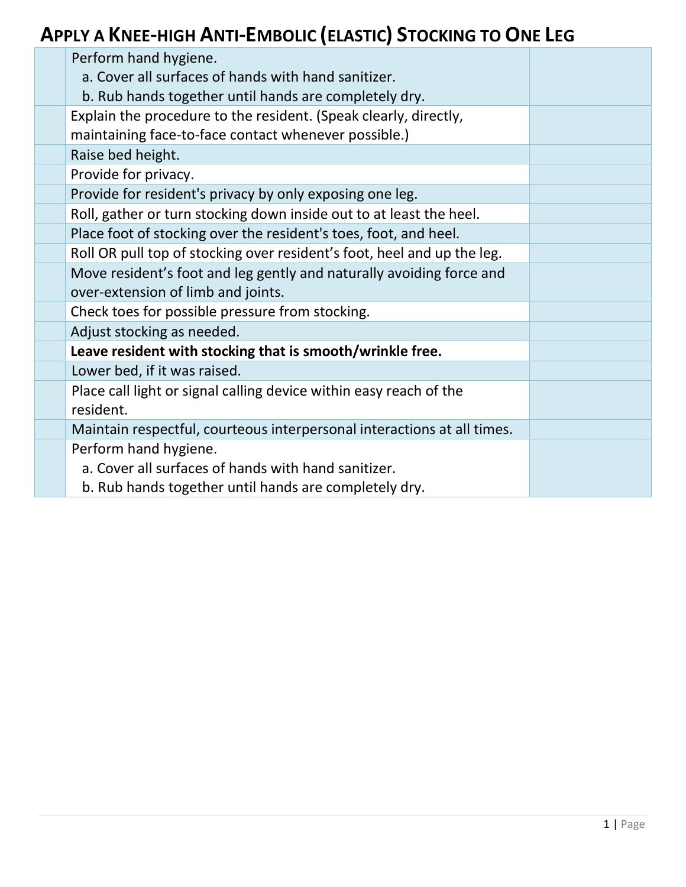# APPLY A KNEE-HIGH ANTI-EMBOLIC (ELASTIC) STOCKING TO ONE LEG

| | | |
|---|---|---|
| | Perform hand hygiene.<br>a. Cover all surfaces of hands with hand sanitizer.<br>b. Rub hands together until hands are completely dry. | |
| | Explain the procedure to the resident. (Speak clearly, directly, maintaining face-to-face contact whenever possible.) | |
| | Raise bed height. | |
| | Provide for privacy. | |
| | Provide for resident's privacy by only exposing one leg. | |
| | Roll, gather or turn stocking down inside out to at least the heel. | |
| | Place foot of stocking over the resident's toes, foot, and heel. | |
| | Roll OR pull top of stocking over resident's foot, heel and up the leg. | |
| | Move resident's foot and leg gently and naturally avoiding force and over-extension of limb and joints. | |
| | Check toes for possible pressure from stocking. | |
| | Adjust stocking as needed. | |
| | **Leave resident with stocking that is smooth/wrinkle free.** | |
| | Lower bed, if it was raised. | |
| | Place call light or signal calling device within easy reach of the resident. | |
| | Maintain respectful, courteous interpersonal interactions at all times. | |
| | Perform hand hygiene.<br>a. Cover all surfaces of hands with hand sanitizer.<br>b. Rub hands together until hands are completely dry. | |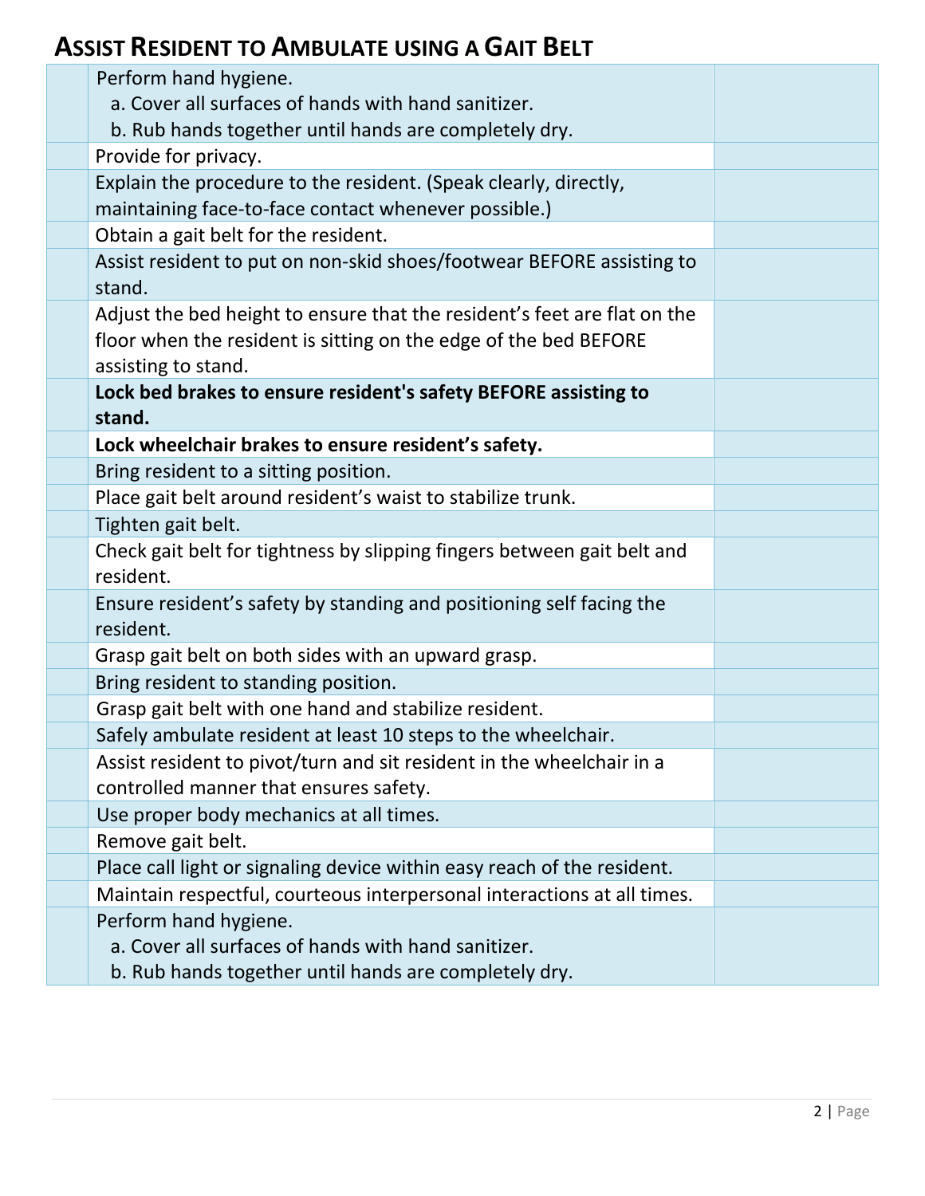# ASSIST RESIDENT TO AMBULATE USING A GAIT BELT

| | | |
|---|---|---|
| | Perform hand hygiene.<br>a. Cover all surfaces of hands with hand sanitizer.<br>b. Rub hands together until hands are completely dry. | |
| | Provide for privacy. | |
| | Explain the procedure to the resident. (Speak clearly, directly, maintaining face-to-face contact whenever possible.) | |
| | Obtain a gait belt for the resident. | |
| | Assist resident to put on non-skid shoes/footwear BEFORE assisting to stand. | |
| | Adjust the bed height to ensure that the resident's feet are flat on the floor when the resident is sitting on the edge of the bed BEFORE assisting to stand. | |
| | **Lock bed brakes to ensure resident's safety BEFORE assisting to stand.** | |
| | **Lock wheelchair brakes to ensure resident's safety.** | |
| | Bring resident to a sitting position. | |
| | Place gait belt around resident's waist to stabilize trunk. | |
| | Tighten gait belt. | |
| | Check gait belt for tightness by slipping fingers between gait belt and resident. | |
| | Ensure resident's safety by standing and positioning self facing the resident. | |
| | Grasp gait belt on both sides with an upward grasp. | |
| | Bring resident to standing position. | |
| | Grasp gait belt with one hand and stabilize resident. | |
| | Safely ambulate resident at least 10 steps to the wheelchair. | |
| | Assist resident to pivot/turn and sit resident in the wheelchair in a controlled manner that ensures safety. | |
| | Use proper body mechanics at all times. | |
| | Remove gait belt. | |
| | Place call light or signaling device within easy reach of the resident. | |
| | Maintain respectful, courteous interpersonal interactions at all times. | |
| | Perform hand hygiene.<br>a. Cover all surfaces of hands with hand sanitizer.<br>b. Rub hands together until hands are completely dry. | |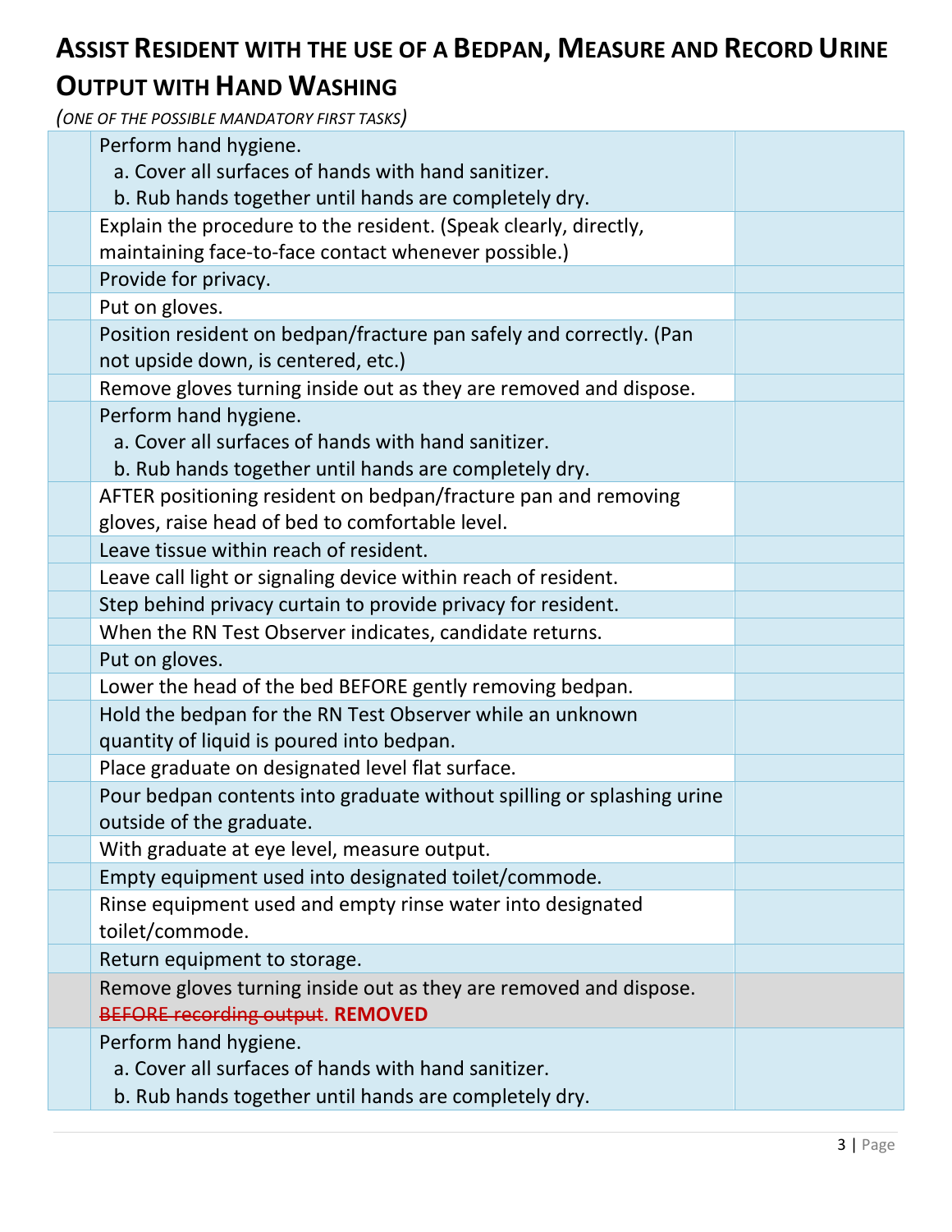# Assist Resident with the use of a Bedpan, Measure and Record Urine Output with Hand Washing

*(One of the possible mandatory first tasks)*

| | | |
|---|---|---|
| | Perform hand hygiene.<br>a. Cover all surfaces of hands with hand sanitizer.<br>b. Rub hands together until hands are completely dry. | |
| | Explain the procedure to the resident. (Speak clearly, directly, maintaining face-to-face contact whenever possible.) | |
| | Provide for privacy. | |
| | Put on gloves. | |
| | Position resident on bedpan/fracture pan safely and correctly. (Pan not upside down, is centered, etc.) | |
| | Remove gloves turning inside out as they are removed and dispose. | |
| | Perform hand hygiene.<br>a. Cover all surfaces of hands with hand sanitizer.<br>b. Rub hands together until hands are completely dry. | |
| | AFTER positioning resident on bedpan/fracture pan and removing gloves, raise head of bed to comfortable level. | |
| | Leave tissue within reach of resident. | |
| | Leave call light or signaling device within reach of resident. | |
| | Step behind privacy curtain to provide privacy for resident. | |
| | When the RN Test Observer indicates, candidate returns. | |
| | Put on gloves. | |
| | Lower the head of the bed BEFORE gently removing bedpan. | |
| | Hold the bedpan for the RN Test Observer while an unknown quantity of liquid is poured into bedpan. | |
| | Place graduate on designated level flat surface. | |
| | Pour bedpan contents into graduate without spilling or splashing urine outside of the graduate. | |
| | With graduate at eye level, measure output. | |
| | Empty equipment used into designated toilet/commode. | |
| | Rinse equipment used and empty rinse water into designated toilet/commode. | |
| | Return equipment to storage. | |
| | Remove gloves turning inside out as they are removed and dispose. ~~BEFORE recording output~~. **REMOVED** | |
| | Perform hand hygiene.<br>a. Cover all surfaces of hands with hand sanitizer.<br>b. Rub hands together until hands are completely dry. | |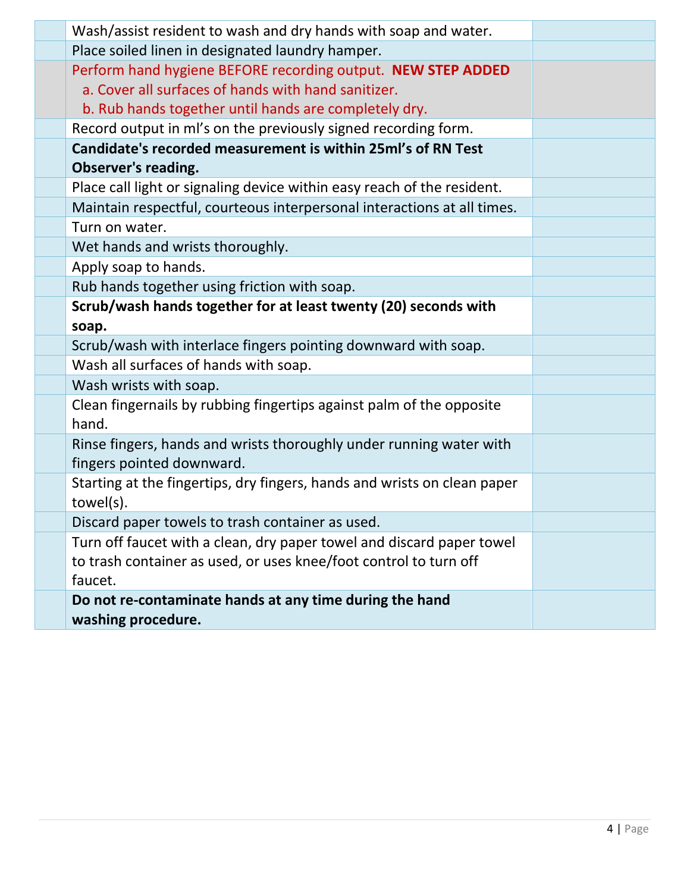| | | |
|---|---|---|
| | Wash/assist resident to wash and dry hands with soap and water. | |
| | Place soiled linen in designated laundry hamper. | |
| | Perform hand hygiene BEFORE recording output. **NEW STEP ADDED**<br>a. Cover all surfaces of hands with hand sanitizer.<br>b. Rub hands together until hands are completely dry. | |
| | Record output in ml's on the previously signed recording form. | |
| | **Candidate's recorded measurement is within 25ml's of RN Test Observer's reading.** | |
| | Place call light or signaling device within easy reach of the resident. | |
| | Maintain respectful, courteous interpersonal interactions at all times. | |
| | Turn on water. | |
| | Wet hands and wrists thoroughly. | |
| | Apply soap to hands. | |
| | Rub hands together using friction with soap. | |
| | **Scrub/wash hands together for at least twenty (20) seconds with soap.** | |
| | Scrub/wash with interlace fingers pointing downward with soap. | |
| | Wash all surfaces of hands with soap. | |
| | Wash wrists with soap. | |
| | Clean fingernails by rubbing fingertips against palm of the opposite hand. | |
| | Rinse fingers, hands and wrists thoroughly under running water with fingers pointed downward. | |
| | Starting at the fingertips, dry fingers, hands and wrists on clean paper towel(s). | |
| | Discard paper towels to trash container as used. | |
| | Turn off faucet with a clean, dry paper towel and discard paper towel to trash container as used, or uses knee/foot control to turn off faucet. | |
| | **Do not re-contaminate hands at any time during the hand washing procedure.** | |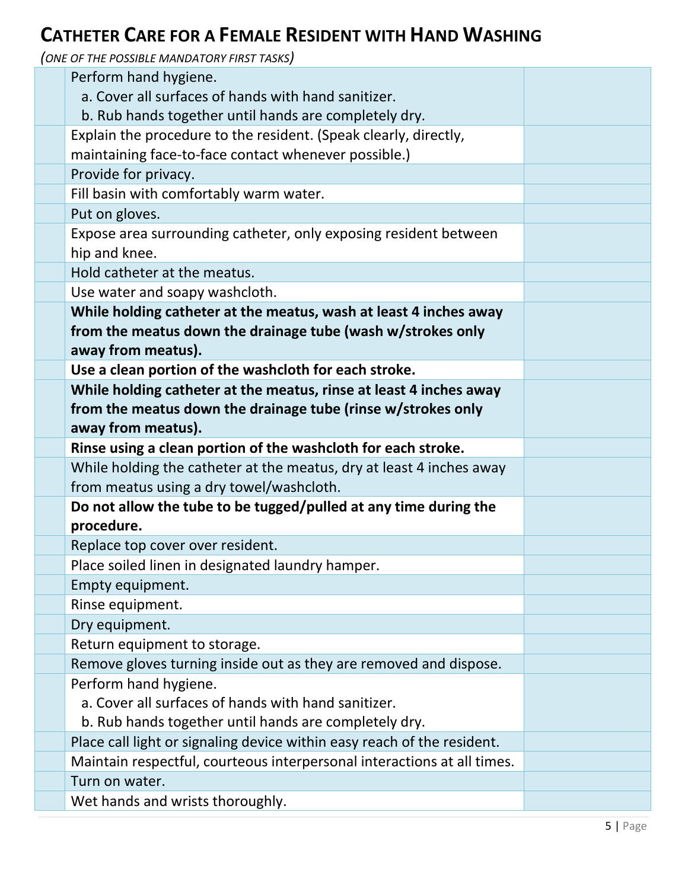## CATHETER CARE FOR A FEMALE RESIDENT WITH HAND WASHING

*(ONE OF THE POSSIBLE MANDATORY FIRST TASKS)*

| | | |
|---|---|---|
| | Perform hand hygiene.<br>a. Cover all surfaces of hands with hand sanitizer.<br>b. Rub hands together until hands are completely dry. | |
| | Explain the procedure to the resident. (Speak clearly, directly, maintaining face-to-face contact whenever possible.) | |
| | Provide for privacy. | |
| | Fill basin with comfortably warm water. | |
| | Put on gloves. | |
| | Expose area surrounding catheter, only exposing resident between hip and knee. | |
| | Hold catheter at the meatus. | |
| | Use water and soapy washcloth. | |
| | **While holding catheter at the meatus, wash at least 4 inches away from the meatus down the drainage tube (wash w/strokes only away from meatus).** | |
| | **Use a clean portion of the washcloth for each stroke.** | |
| | **While holding catheter at the meatus, rinse at least 4 inches away from the meatus down the drainage tube (rinse w/strokes only away from meatus).** | |
| | **Rinse using a clean portion of the washcloth for each stroke.** | |
| | While holding the catheter at the meatus, dry at least 4 inches away from meatus using a dry towel/washcloth. | |
| | **Do not allow the tube to be tugged/pulled at any time during the procedure.** | |
| | Replace top cover over resident. | |
| | Place soiled linen in designated laundry hamper. | |
| | Empty equipment. | |
| | Rinse equipment. | |
| | Dry equipment. | |
| | Return equipment to storage. | |
| | Remove gloves turning inside out as they are removed and dispose. | |
| | Perform hand hygiene.<br>a. Cover all surfaces of hands with hand sanitizer.<br>b. Rub hands together until hands are completely dry. | |
| | Place call light or signaling device within easy reach of the resident. | |
| | Maintain respectful, courteous interpersonal interactions at all times. | |
| | Turn on water. | |
| | Wet hands and wrists thoroughly. | |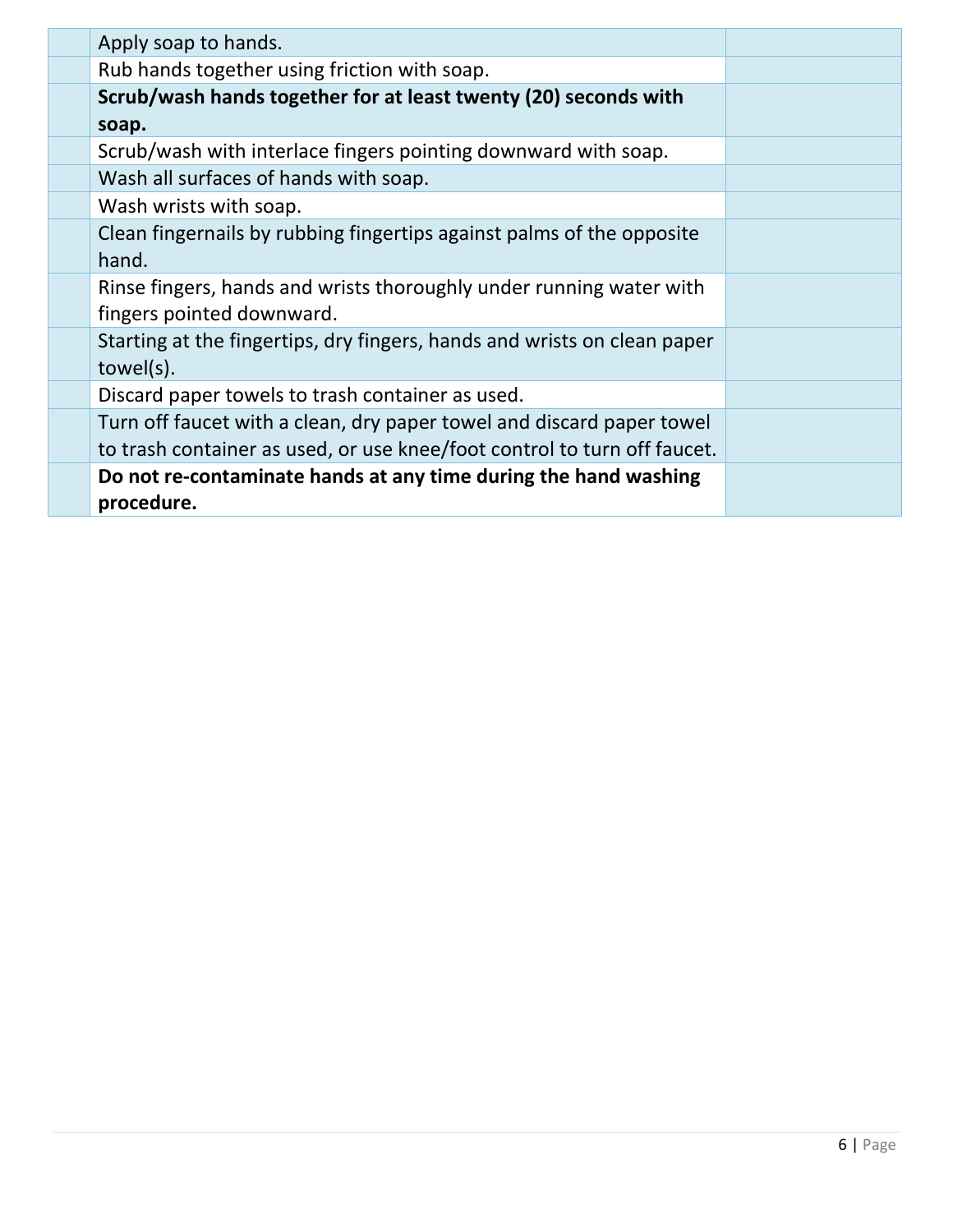| | | |
|---|---|---|
| | Apply soap to hands. | |
| | Rub hands together using friction with soap. | |
| | **Scrub/wash hands together for at least twenty (20) seconds with soap.** | |
| | Scrub/wash with interlace fingers pointing downward with soap. | |
| | Wash all surfaces of hands with soap. | |
| | Wash wrists with soap. | |
| | Clean fingernails by rubbing fingertips against palms of the opposite hand. | |
| | Rinse fingers, hands and wrists thoroughly under running water with fingers pointed downward. | |
| | Starting at the fingertips, dry fingers, hands and wrists on clean paper towel(s). | |
| | Discard paper towels to trash container as used. | |
| | Turn off faucet with a clean, dry paper towel and discard paper towel to trash container as used, or use knee/foot control to turn off faucet. | |
| | **Do not re-contaminate hands at any time during the hand washing procedure.** | |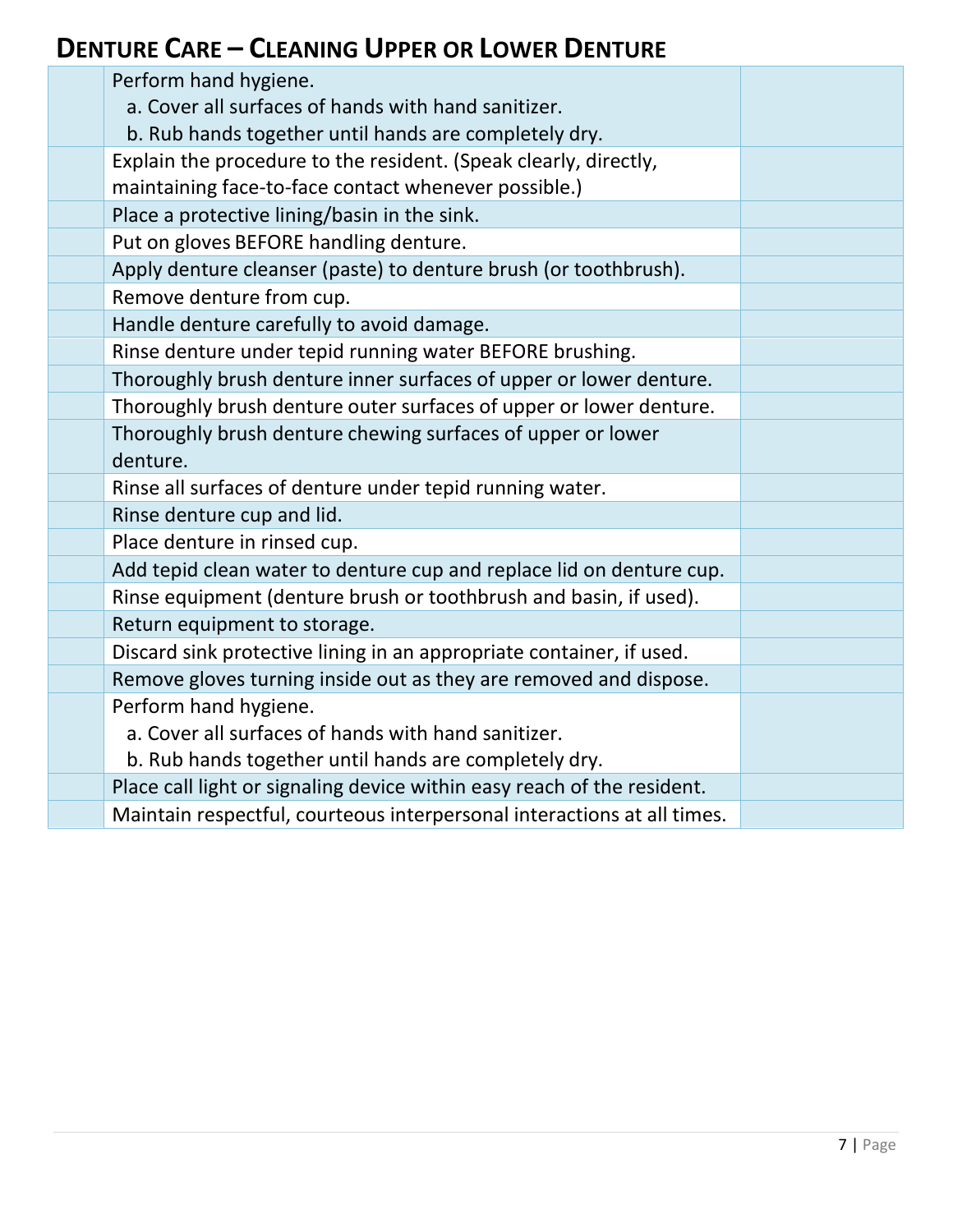## Denture Care – Cleaning Upper or Lower Denture

| | | |
|---|---|---|
| | Perform hand hygiene.<br>a. Cover all surfaces of hands with hand sanitizer.<br>b. Rub hands together until hands are completely dry. | |
| | Explain the procedure to the resident. (Speak clearly, directly, maintaining face-to-face contact whenever possible.) | |
| | Place a protective lining/basin in the sink. | |
| | Put on gloves BEFORE handling denture. | |
| | Apply denture cleanser (paste) to denture brush (or toothbrush). | |
| | Remove denture from cup. | |
| | Handle denture carefully to avoid damage. | |
| | Rinse denture under tepid running water BEFORE brushing. | |
| | Thoroughly brush denture inner surfaces of upper or lower denture. | |
| | Thoroughly brush denture outer surfaces of upper or lower denture. | |
| | Thoroughly brush denture chewing surfaces of upper or lower denture. | |
| | Rinse all surfaces of denture under tepid running water. | |
| | Rinse denture cup and lid. | |
| | Place denture in rinsed cup. | |
| | Add tepid clean water to denture cup and replace lid on denture cup. | |
| | Rinse equipment (denture brush or toothbrush and basin, if used). | |
| | Return equipment to storage. | |
| | Discard sink protective lining in an appropriate container, if used. | |
| | Remove gloves turning inside out as they are removed and dispose. | |
| | Perform hand hygiene.<br>a. Cover all surfaces of hands with hand sanitizer.<br>b. Rub hands together until hands are completely dry. | |
| | Place call light or signaling device within easy reach of the resident. | |
| | Maintain respectful, courteous interpersonal interactions at all times. | |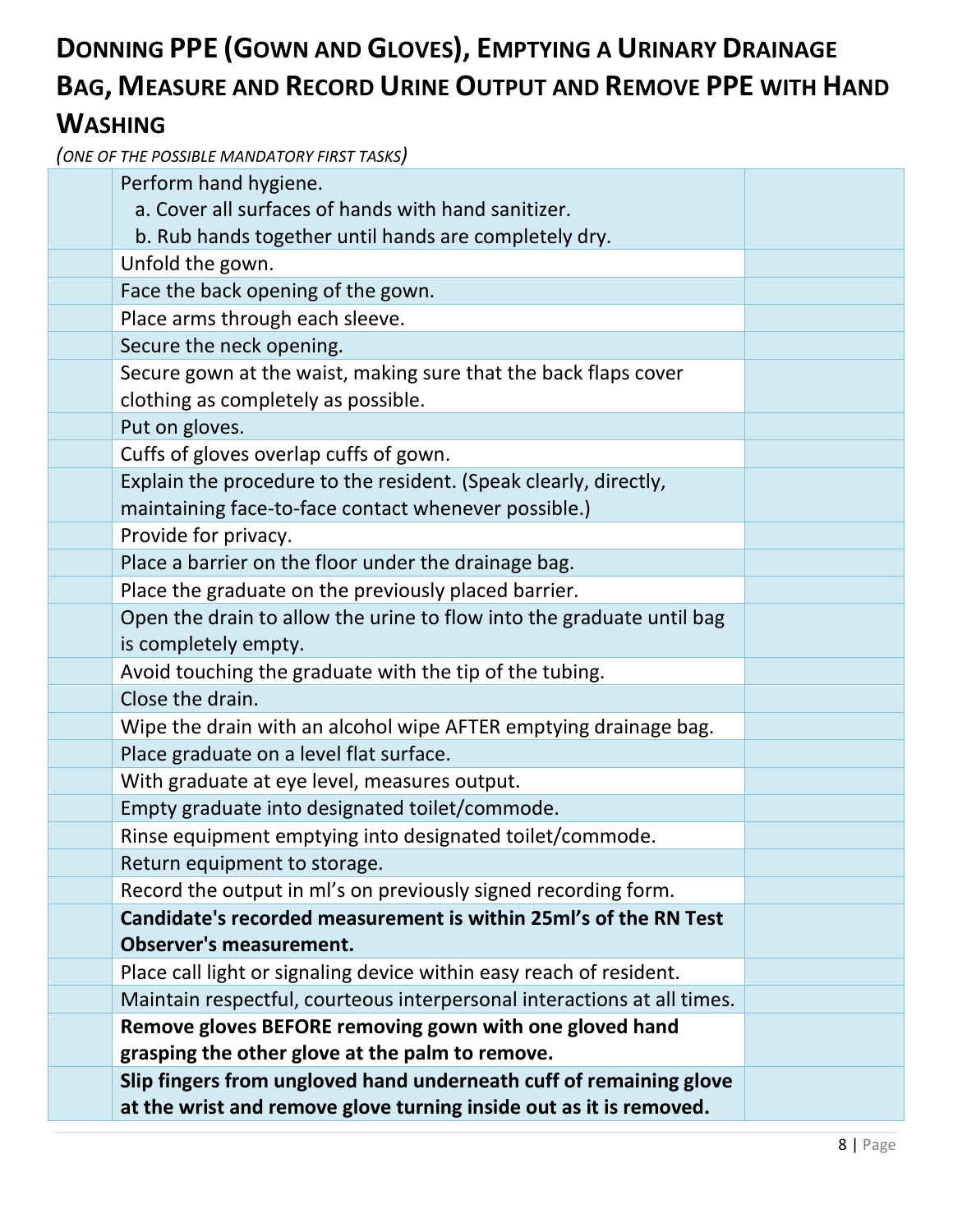# Donning PPE (Gown and Gloves), Emptying a Urinary Drainage Bag, Measure and Record Urine Output and Remove PPE with Hand Washing

*(ONE OF THE POSSIBLE MANDATORY FIRST TASKS)*

| | | |
|---|---|---|
| | Perform hand hygiene.<br>a. Cover all surfaces of hands with hand sanitizer.<br>b. Rub hands together until hands are completely dry. | |
| | Unfold the gown. | |
| | Face the back opening of the gown. | |
| | Place arms through each sleeve. | |
| | Secure the neck opening. | |
| | Secure gown at the waist, making sure that the back flaps cover clothing as completely as possible. | |
| | Put on gloves. | |
| | Cuffs of gloves overlap cuffs of gown. | |
| | Explain the procedure to the resident. (Speak clearly, directly, maintaining face-to-face contact whenever possible.) | |
| | Provide for privacy. | |
| | Place a barrier on the floor under the drainage bag. | |
| | Place the graduate on the previously placed barrier. | |
| | Open the drain to allow the urine to flow into the graduate until bag is completely empty. | |
| | Avoid touching the graduate with the tip of the tubing. | |
| | Close the drain. | |
| | Wipe the drain with an alcohol wipe AFTER emptying drainage bag. | |
| | Place graduate on a level flat surface. | |
| | With graduate at eye level, measures output. | |
| | Empty graduate into designated toilet/commode. | |
| | Rinse equipment emptying into designated toilet/commode. | |
| | Return equipment to storage. | |
| | Record the output in ml's on previously signed recording form. | |
| | **Candidate's recorded measurement is within 25ml's of the RN Test Observer's measurement.** | |
| | Place call light or signaling device within easy reach of resident. | |
| | Maintain respectful, courteous interpersonal interactions at all times. | |
| | **Remove gloves BEFORE removing gown with one gloved hand grasping the other glove at the palm to remove.** | |
| | **Slip fingers from ungloved hand underneath cuff of remaining glove at the wrist and remove glove turning inside out as it is removed.** | |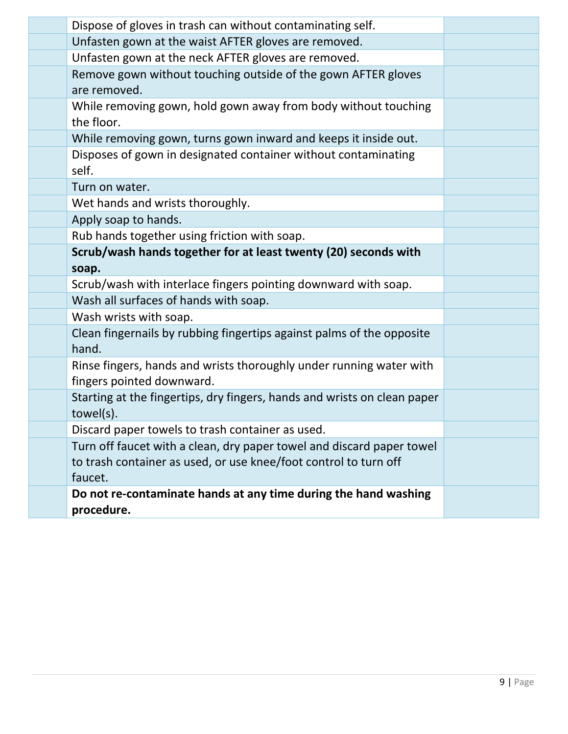| | | |
|---|---|---|
| | Dispose of gloves in trash can without contaminating self. | |
| | Unfasten gown at the waist AFTER gloves are removed. | |
| | Unfasten gown at the neck AFTER gloves are removed. | |
| | Remove gown without touching outside of the gown AFTER gloves are removed. | |
| | While removing gown, hold gown away from body without touching the floor. | |
| | While removing gown, turns gown inward and keeps it inside out. | |
| | Disposes of gown in designated container without contaminating self. | |
| | Turn on water. | |
| | Wet hands and wrists thoroughly. | |
| | Apply soap to hands. | |
| | Rub hands together using friction with soap. | |
| | **Scrub/wash hands together for at least twenty (20) seconds with soap.** | |
| | Scrub/wash with interlace fingers pointing downward with soap. | |
| | Wash all surfaces of hands with soap. | |
| | Wash wrists with soap. | |
| | Clean fingernails by rubbing fingertips against palms of the opposite hand. | |
| | Rinse fingers, hands and wrists thoroughly under running water with fingers pointed downward. | |
| | Starting at the fingertips, dry fingers, hands and wrists on clean paper towel(s). | |
| | Discard paper towels to trash container as used. | |
| | Turn off faucet with a clean, dry paper towel and discard paper towel to trash container as used, or use knee/foot control to turn off faucet. | |
| | **Do not re-contaminate hands at any time during the hand washing procedure.** | |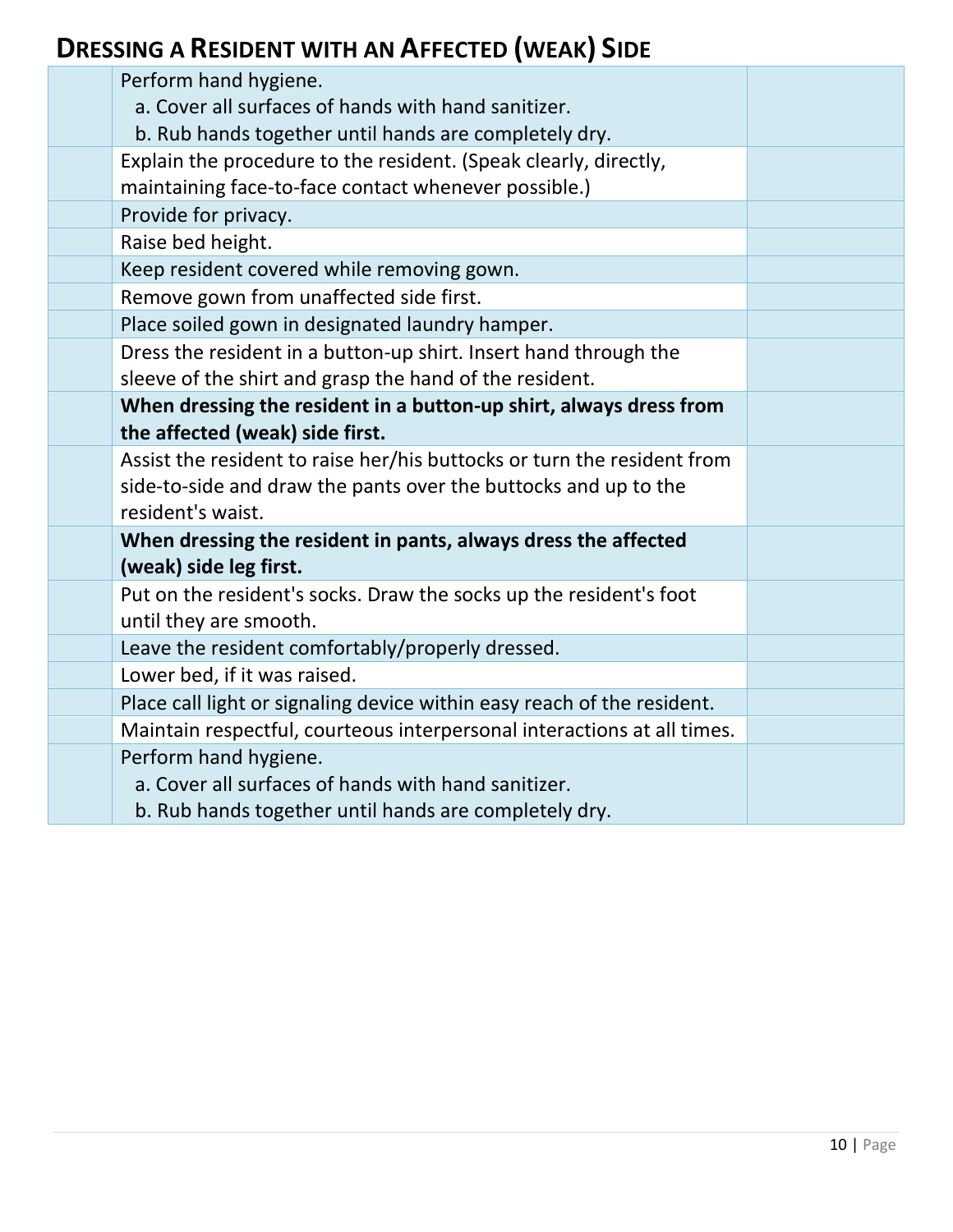## DRESSING A RESIDENT WITH AN AFFECTED (WEAK) SIDE

| | | |
|---|---|---|
| | Perform hand hygiene.<br>a. Cover all surfaces of hands with hand sanitizer.<br>b. Rub hands together until hands are completely dry. | |
| | Explain the procedure to the resident. (Speak clearly, directly, maintaining face-to-face contact whenever possible.) | |
| | Provide for privacy. | |
| | Raise bed height. | |
| | Keep resident covered while removing gown. | |
| | Remove gown from unaffected side first. | |
| | Place soiled gown in designated laundry hamper. | |
| | Dress the resident in a button-up shirt. Insert hand through the sleeve of the shirt and grasp the hand of the resident. | |
| | **When dressing the resident in a button-up shirt, always dress from the affected (weak) side first.** | |
| | Assist the resident to raise her/his buttocks or turn the resident from side-to-side and draw the pants over the buttocks and up to the resident's waist. | |
| | **When dressing the resident in pants, always dress the affected (weak) side leg first.** | |
| | Put on the resident's socks. Draw the socks up the resident's foot until they are smooth. | |
| | Leave the resident comfortably/properly dressed. | |
| | Lower bed, if it was raised. | |
| | Place call light or signaling device within easy reach of the resident. | |
| | Maintain respectful, courteous interpersonal interactions at all times. | |
| | Perform hand hygiene.<br>a. Cover all surfaces of hands with hand sanitizer.<br>b. Rub hands together until hands are completely dry. | |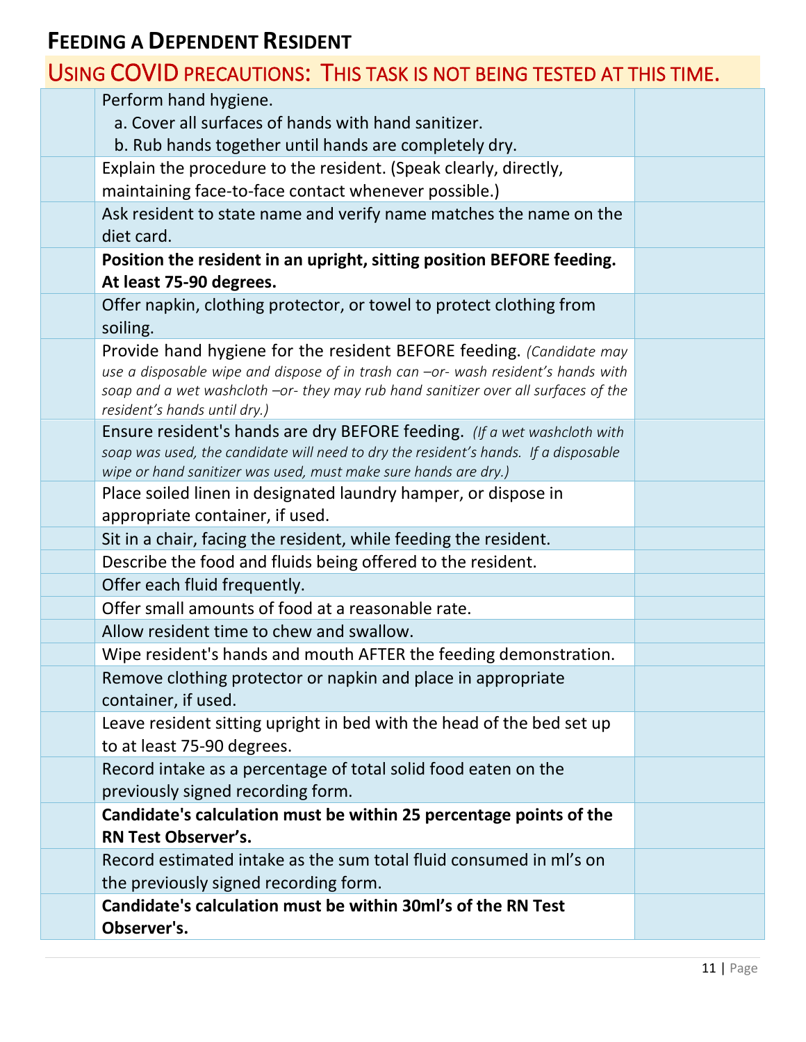## FEEDING A DEPENDENT RESIDENT

### USING COVID PRECAUTIONS: THIS TASK IS NOT BEING TESTED AT THIS TIME.

| | | |
|---|---|---|
| | Perform hand hygiene.<br>a. Cover all surfaces of hands with hand sanitizer.<br>b. Rub hands together until hands are completely dry. | |
| | Explain the procedure to the resident. (Speak clearly, directly, maintaining face-to-face contact whenever possible.) | |
| | Ask resident to state name and verify name matches the name on the diet card. | |
| | **Position the resident in an upright, sitting position BEFORE feeding. At least 75-90 degrees.** | |
| | Offer napkin, clothing protector, or towel to protect clothing from soiling. | |
| | Provide hand hygiene for the resident BEFORE feeding. *(Candidate may use a disposable wipe and dispose of in trash can –or- wash resident's hands with soap and a wet washcloth –or- they may rub hand sanitizer over all surfaces of the resident's hands until dry.)* | |
| | Ensure resident's hands are dry BEFORE feeding. *(If a wet washcloth with soap was used, the candidate will need to dry the resident's hands. If a disposable wipe or hand sanitizer was used, must make sure hands are dry.)* | |
| | Place soiled linen in designated laundry hamper, or dispose in appropriate container, if used. | |
| | Sit in a chair, facing the resident, while feeding the resident. | |
| | Describe the food and fluids being offered to the resident. | |
| | Offer each fluid frequently. | |
| | Offer small amounts of food at a reasonable rate. | |
| | Allow resident time to chew and swallow. | |
| | Wipe resident's hands and mouth AFTER the feeding demonstration. | |
| | Remove clothing protector or napkin and place in appropriate container, if used. | |
| | Leave resident sitting upright in bed with the head of the bed set up to at least 75-90 degrees. | |
| | Record intake as a percentage of total solid food eaten on the previously signed recording form. | |
| | **Candidate's calculation must be within 25 percentage points of the RN Test Observer's.** | |
| | Record estimated intake as the sum total fluid consumed in ml's on the previously signed recording form. | |
| | **Candidate's calculation must be within 30ml's of the RN Test Observer's.** | |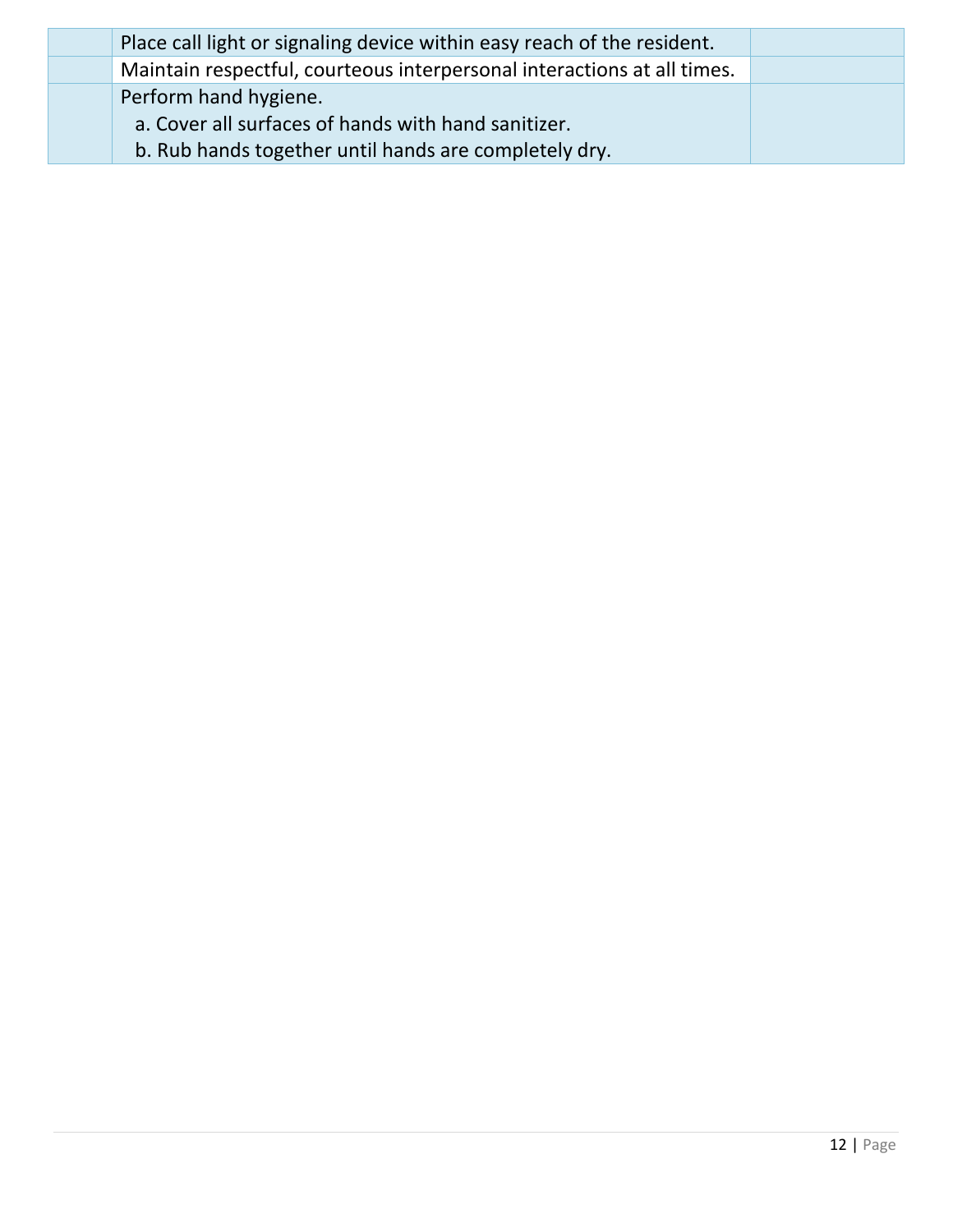| | | |
|---|---|---|
| | Place call light or signaling device within easy reach of the resident. | |
| | Maintain respectful, courteous interpersonal interactions at all times. | |
| | Perform hand hygiene.<br>a. Cover all surfaces of hands with hand sanitizer.<br>b. Rub hands together until hands are completely dry. | |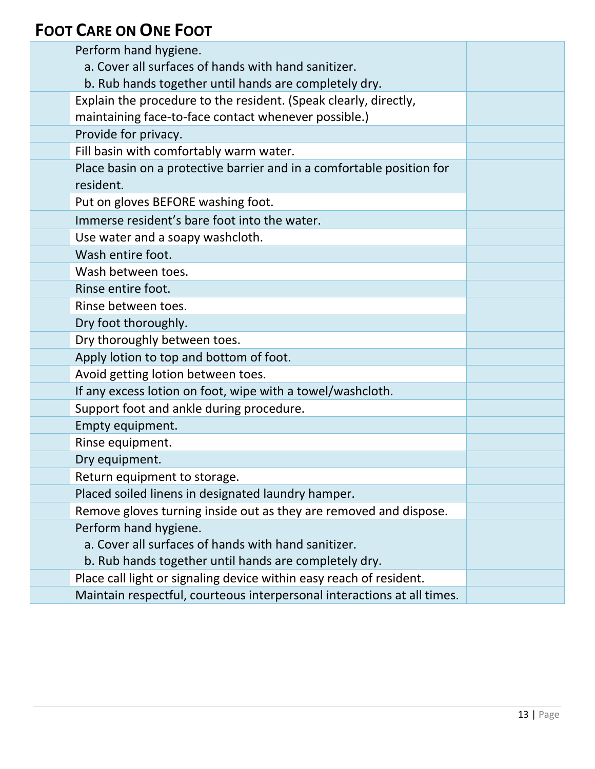## Foot Care on One Foot

| | | |
|---|---|---|
| | Perform hand hygiene.<br>a. Cover all surfaces of hands with hand sanitizer.<br>b. Rub hands together until hands are completely dry. | |
| | Explain the procedure to the resident. (Speak clearly, directly, maintaining face-to-face contact whenever possible.) | |
| | Provide for privacy. | |
| | Fill basin with comfortably warm water. | |
| | Place basin on a protective barrier and in a comfortable position for resident. | |
| | Put on gloves BEFORE washing foot. | |
| | Immerse resident's bare foot into the water. | |
| | Use water and a soapy washcloth. | |
| | Wash entire foot. | |
| | Wash between toes. | |
| | Rinse entire foot. | |
| | Rinse between toes. | |
| | Dry foot thoroughly. | |
| | Dry thoroughly between toes. | |
| | Apply lotion to top and bottom of foot. | |
| | Avoid getting lotion between toes. | |
| | If any excess lotion on foot, wipe with a towel/washcloth. | |
| | Support foot and ankle during procedure. | |
| | Empty equipment. | |
| | Rinse equipment. | |
| | Dry equipment. | |
| | Return equipment to storage. | |
| | Placed soiled linens in designated laundry hamper. | |
| | Remove gloves turning inside out as they are removed and dispose. | |
| | Perform hand hygiene.<br>a. Cover all surfaces of hands with hand sanitizer.<br>b. Rub hands together until hands are completely dry. | |
| | Place call light or signaling device within easy reach of resident. | |
| | Maintain respectful, courteous interpersonal interactions at all times. | |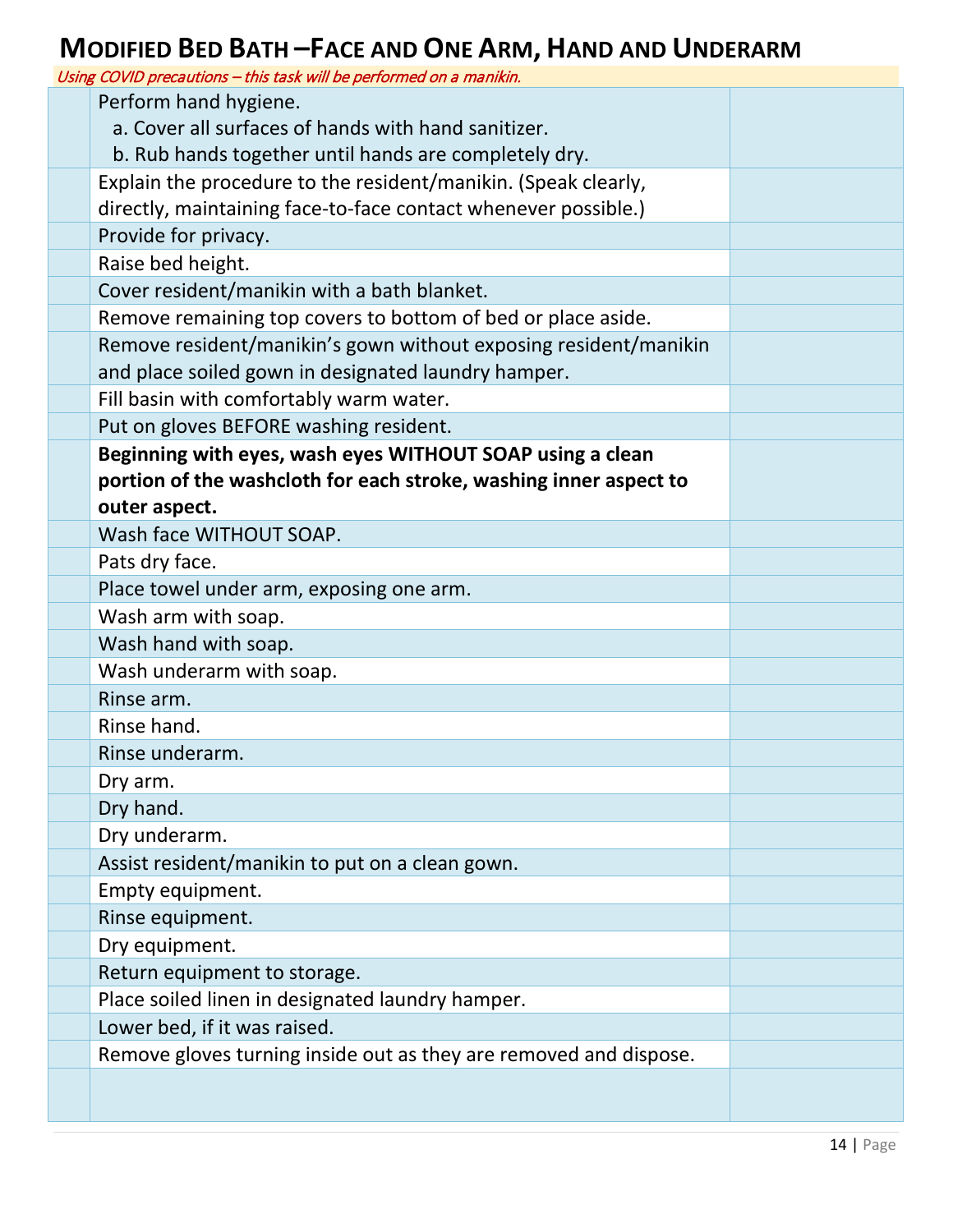# Modified Bed Bath – Face and One Arm, Hand and Underarm

*Using COVID precautions – this task will be performed on a manikin.*

| | | |
|---|---|---|
| | Perform hand hygiene.<br>a. Cover all surfaces of hands with hand sanitizer.<br>b. Rub hands together until hands are completely dry. | |
| | Explain the procedure to the resident/manikin. (Speak clearly, directly, maintaining face-to-face contact whenever possible.) | |
| | Provide for privacy. | |
| | Raise bed height. | |
| | Cover resident/manikin with a bath blanket. | |
| | Remove remaining top covers to bottom of bed or place aside. | |
| | Remove resident/manikin's gown without exposing resident/manikin and place soiled gown in designated laundry hamper. | |
| | Fill basin with comfortably warm water. | |
| | Put on gloves BEFORE washing resident. | |
| | **Beginning with eyes, wash eyes WITHOUT SOAP using a clean portion of the washcloth for each stroke, washing inner aspect to outer aspect.** | |
| | Wash face WITHOUT SOAP. | |
| | Pats dry face. | |
| | Place towel under arm, exposing one arm. | |
| | Wash arm with soap. | |
| | Wash hand with soap. | |
| | Wash underarm with soap. | |
| | Rinse arm. | |
| | Rinse hand. | |
| | Rinse underarm. | |
| | Dry arm. | |
| | Dry hand. | |
| | Dry underarm. | |
| | Assist resident/manikin to put on a clean gown. | |
| | Empty equipment. | |
| | Rinse equipment. | |
| | Dry equipment. | |
| | Return equipment to storage. | |
| | Place soiled linen in designated laundry hamper. | |
| | Lower bed, if it was raised. | |
| | Remove gloves turning inside out as they are removed and dispose. | |
| | | |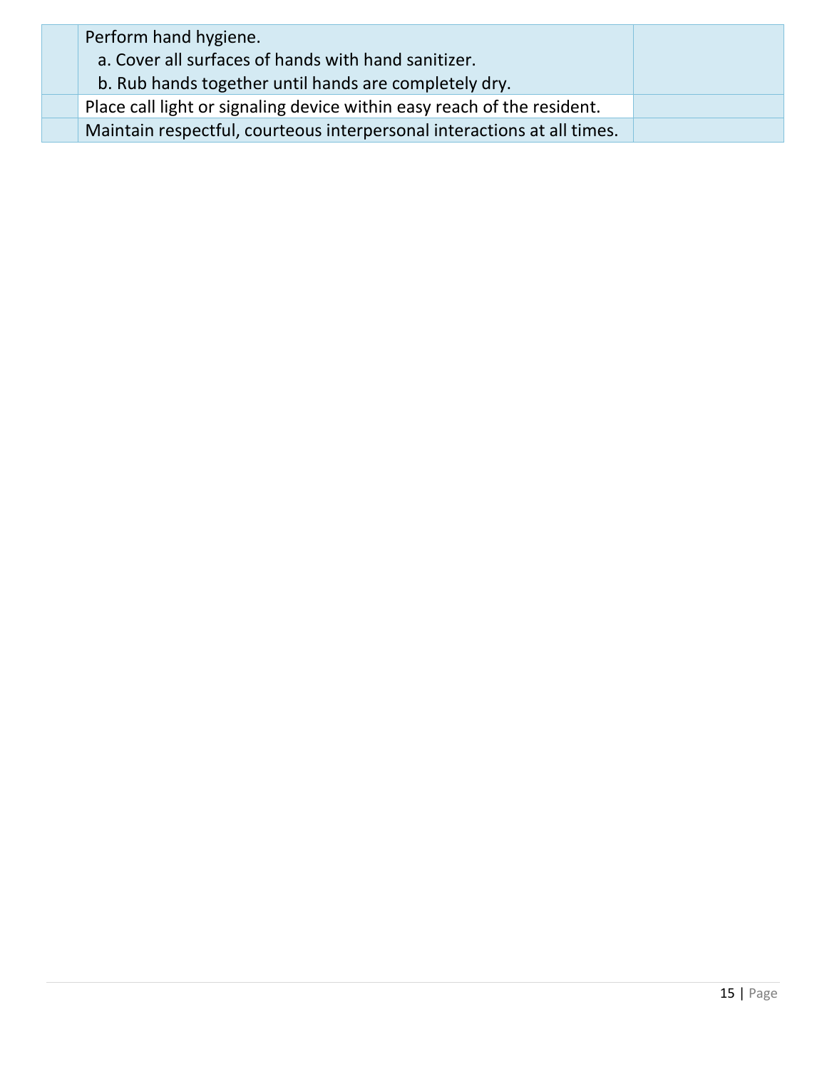| | | |
|---|---|---|
| | Perform hand hygiene.<br>a. Cover all surfaces of hands with hand sanitizer.<br>b. Rub hands together until hands are completely dry. | |
| | Place call light or signaling device within easy reach of the resident. | |
| | Maintain respectful, courteous interpersonal interactions at all times. | |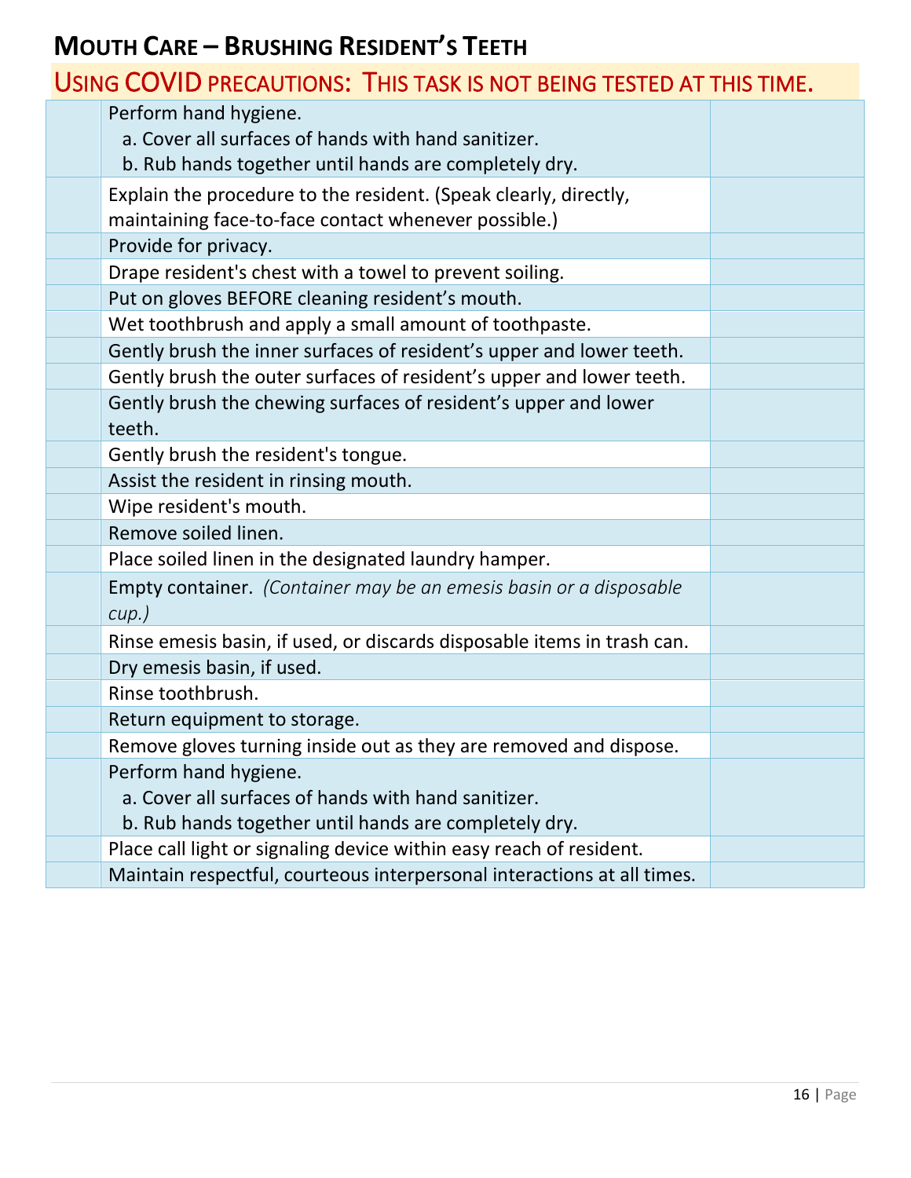## MOUTH CARE – BRUSHING RESIDENT'S TEETH

USING COVID PRECAUTIONS: THIS TASK IS NOT BEING TESTED AT THIS TIME.

| | | |
|---|---|---|
| | Perform hand hygiene.<br>a. Cover all surfaces of hands with hand sanitizer.<br>b. Rub hands together until hands are completely dry. | |
| | Explain the procedure to the resident. (Speak clearly, directly, maintaining face-to-face contact whenever possible.) | |
| | Provide for privacy. | |
| | Drape resident's chest with a towel to prevent soiling. | |
| | Put on gloves BEFORE cleaning resident's mouth. | |
| | Wet toothbrush and apply a small amount of toothpaste. | |
| | Gently brush the inner surfaces of resident's upper and lower teeth. | |
| | Gently brush the outer surfaces of resident's upper and lower teeth. | |
| | Gently brush the chewing surfaces of resident's upper and lower teeth. | |
| | Gently brush the resident's tongue. | |
| | Assist the resident in rinsing mouth. | |
| | Wipe resident's mouth. | |
| | Remove soiled linen. | |
| | Place soiled linen in the designated laundry hamper. | |
| | Empty container. *(Container may be an emesis basin or a disposable cup.)* | |
| | Rinse emesis basin, if used, or discards disposable items in trash can. | |
| | Dry emesis basin, if used. | |
| | Rinse toothbrush. | |
| | Return equipment to storage. | |
| | Remove gloves turning inside out as they are removed and dispose. | |
| | Perform hand hygiene.<br>a. Cover all surfaces of hands with hand sanitizer.<br>b. Rub hands together until hands are completely dry. | |
| | Place call light or signaling device within easy reach of resident. | |
| | Maintain respectful, courteous interpersonal interactions at all times. | |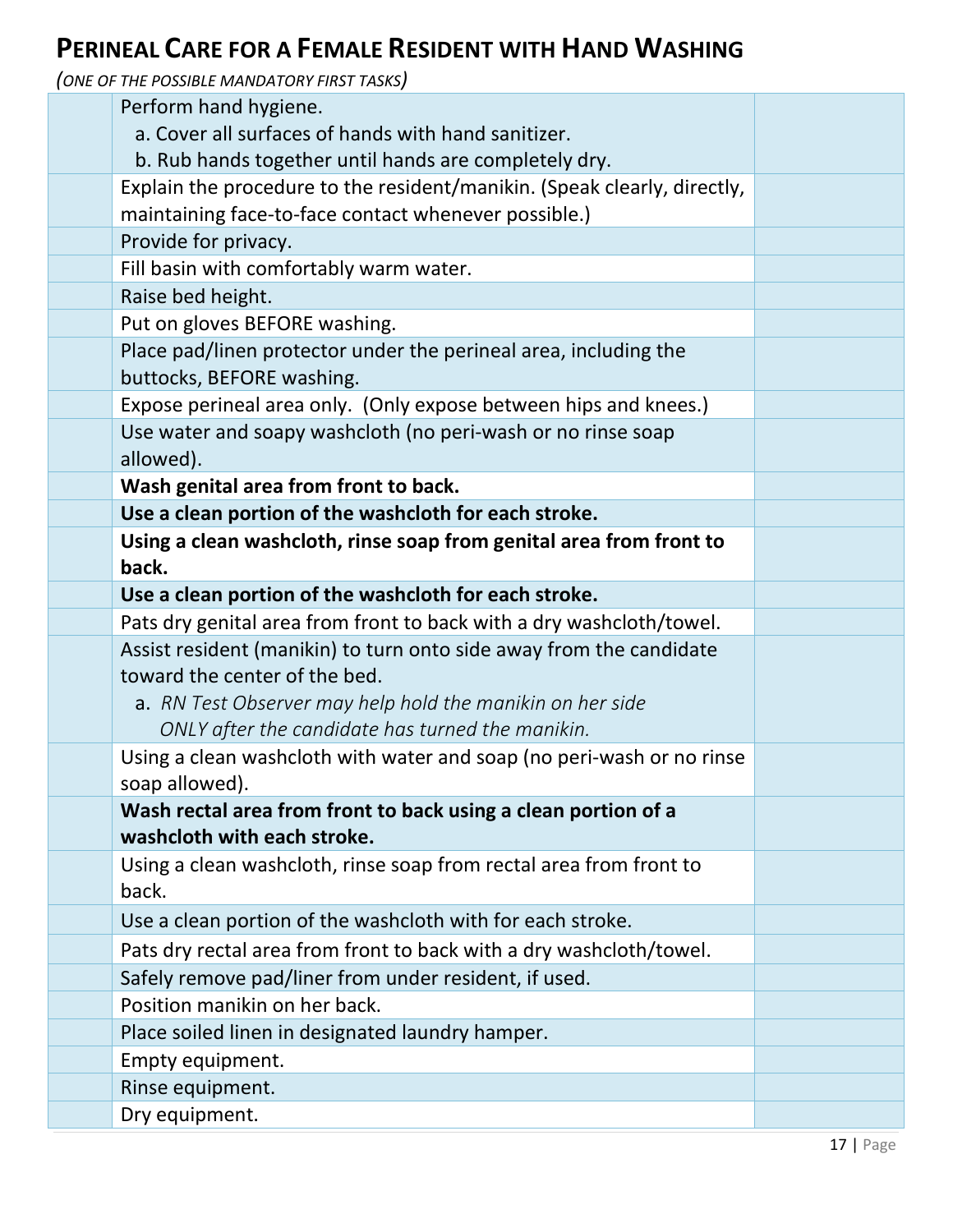## PERINEAL CARE FOR A FEMALE RESIDENT WITH HAND WASHING

*(ONE OF THE POSSIBLE MANDATORY FIRST TASKS)*

| | | |
|---|---|---|
| | Perform hand hygiene.<br>a. Cover all surfaces of hands with hand sanitizer.<br>b. Rub hands together until hands are completely dry. | |
| | Explain the procedure to the resident/manikin. (Speak clearly, directly, maintaining face-to-face contact whenever possible.) | |
| | Provide for privacy. | |
| | Fill basin with comfortably warm water. | |
| | Raise bed height. | |
| | Put on gloves BEFORE washing. | |
| | Place pad/linen protector under the perineal area, including the buttocks, BEFORE washing. | |
| | Expose perineal area only. (Only expose between hips and knees.) | |
| | Use water and soapy washcloth (no peri-wash or no rinse soap allowed). | |
| | **Wash genital area from front to back.** | |
| | **Use a clean portion of the washcloth for each stroke.** | |
| | **Using a clean washcloth, rinse soap from genital area from front to back.** | |
| | **Use a clean portion of the washcloth for each stroke.** | |
| | Pats dry genital area from front to back with a dry washcloth/towel. | |
| | Assist resident (manikin) to turn onto side away from the candidate toward the center of the bed.<br>a. *RN Test Observer may help hold the manikin on her side ONLY after the candidate has turned the manikin.* | |
| | Using a clean washcloth with water and soap (no peri-wash or no rinse soap allowed). | |
| | **Wash rectal area from front to back using a clean portion of a washcloth with each stroke.** | |
| | Using a clean washcloth, rinse soap from rectal area from front to back. | |
| | Use a clean portion of the washcloth with for each stroke. | |
| | Pats dry rectal area from front to back with a dry washcloth/towel. | |
| | Safely remove pad/liner from under resident, if used. | |
| | Position manikin on her back. | |
| | Place soiled linen in designated laundry hamper. | |
| | Empty equipment. | |
| | Rinse equipment. | |
| | Dry equipment. | |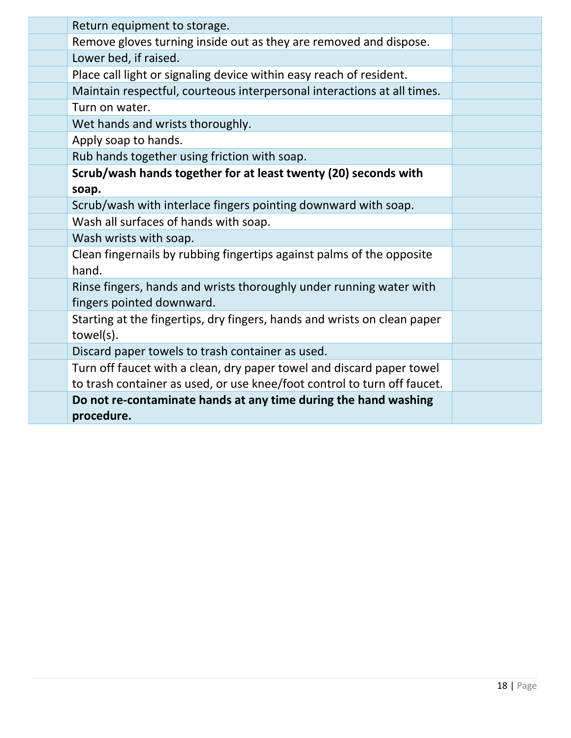| | | |
|---|---|---|
| | Return equipment to storage. | |
| | Remove gloves turning inside out as they are removed and dispose. | |
| | Lower bed, if raised. | |
| | Place call light or signaling device within easy reach of resident. | |
| | Maintain respectful, courteous interpersonal interactions at all times. | |
| | Turn on water. | |
| | Wet hands and wrists thoroughly. | |
| | Apply soap to hands. | |
| | Rub hands together using friction with soap. | |
| | **Scrub/wash hands together for at least twenty (20) seconds with soap.** | |
| | Scrub/wash with interlace fingers pointing downward with soap. | |
| | Wash all surfaces of hands with soap. | |
| | Wash wrists with soap. | |
| | Clean fingernails by rubbing fingertips against palms of the opposite hand. | |
| | Rinse fingers, hands and wrists thoroughly under running water with fingers pointed downward. | |
| | Starting at the fingertips, dry fingers, hands and wrists on clean paper towel(s). | |
| | Discard paper towels to trash container as used. | |
| | Turn off faucet with a clean, dry paper towel and discard paper towel to trash container as used, or use knee/foot control to turn off faucet. | |
| | **Do not re-contaminate hands at any time during the hand washing procedure.** | |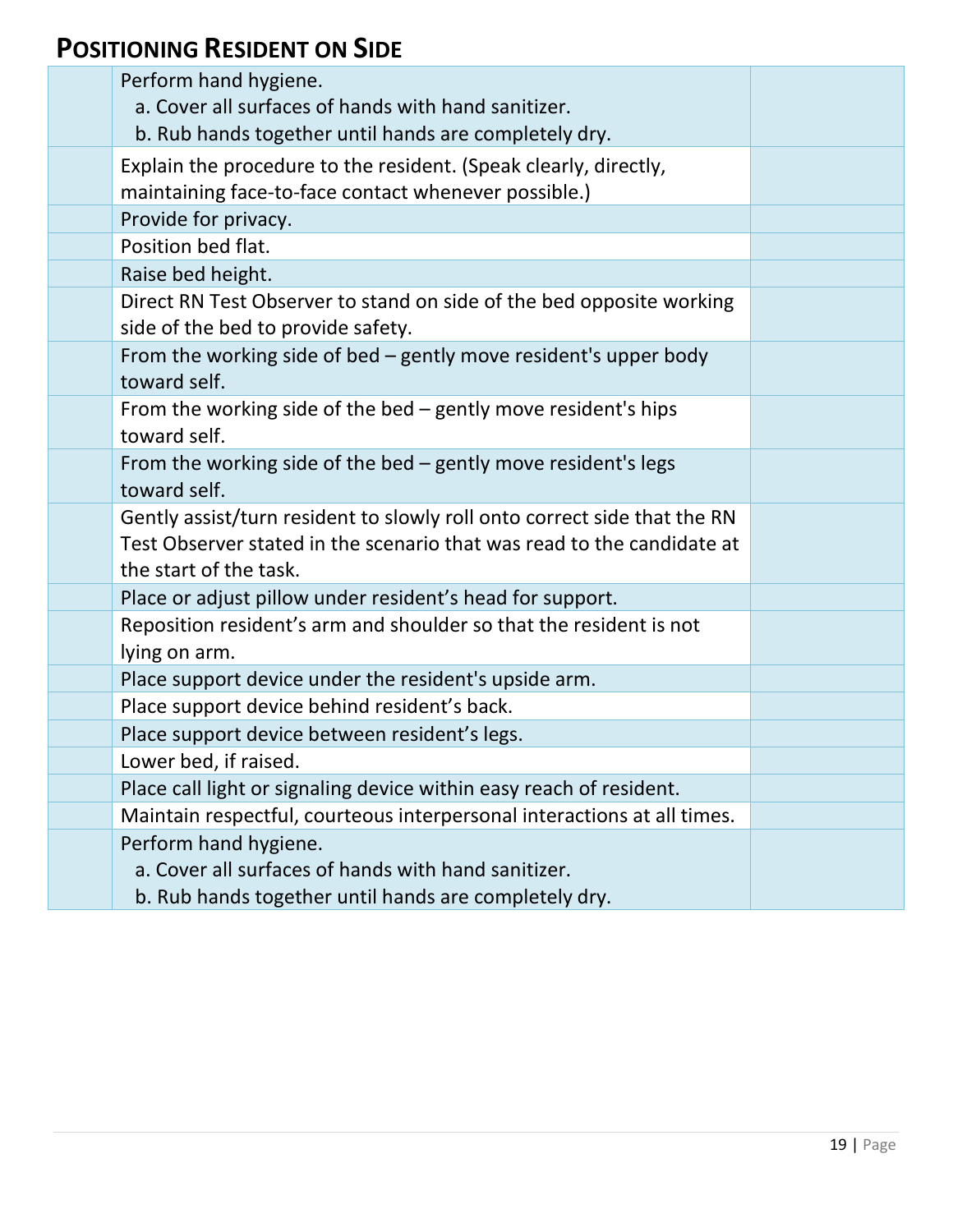## POSITIONING RESIDENT ON SIDE

| | | |
|---|---|---|
| | Perform hand hygiene.<br>a. Cover all surfaces of hands with hand sanitizer.<br>b. Rub hands together until hands are completely dry. | |
| | Explain the procedure to the resident. (Speak clearly, directly, maintaining face-to-face contact whenever possible.) | |
| | Provide for privacy. | |
| | Position bed flat. | |
| | Raise bed height. | |
| | Direct RN Test Observer to stand on side of the bed opposite working side of the bed to provide safety. | |
| | From the working side of bed – gently move resident's upper body toward self. | |
| | From the working side of the bed – gently move resident's hips toward self. | |
| | From the working side of the bed – gently move resident's legs toward self. | |
| | Gently assist/turn resident to slowly roll onto correct side that the RN Test Observer stated in the scenario that was read to the candidate at the start of the task. | |
| | Place or adjust pillow under resident's head for support. | |
| | Reposition resident's arm and shoulder so that the resident is not lying on arm. | |
| | Place support device under the resident's upside arm. | |
| | Place support device behind resident's back. | |
| | Place support device between resident's legs. | |
| | Lower bed, if raised. | |
| | Place call light or signaling device within easy reach of resident. | |
| | Maintain respectful, courteous interpersonal interactions at all times. | |
| | Perform hand hygiene.<br>a. Cover all surfaces of hands with hand sanitizer.<br>b. Rub hands together until hands are completely dry. | |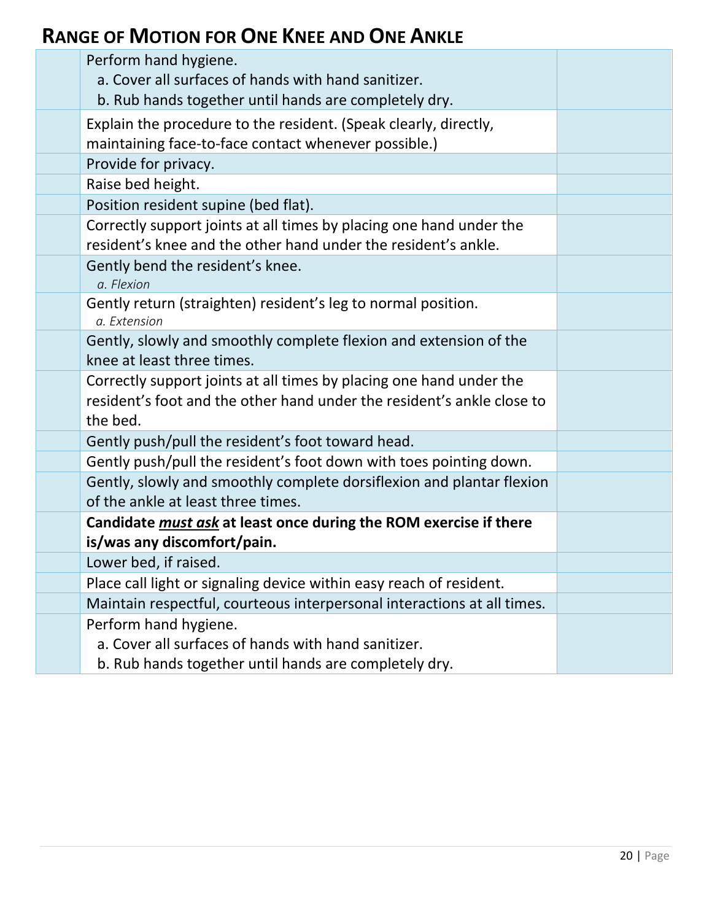## Range of Motion for One Knee and One Ankle

| | | |
|---|---|---|
| | Perform hand hygiene.<br>a. Cover all surfaces of hands with hand sanitizer.<br>b. Rub hands together until hands are completely dry. | |
| | Explain the procedure to the resident. (Speak clearly, directly, maintaining face-to-face contact whenever possible.) | |
| | Provide for privacy. | |
| | Raise bed height. | |
| | Position resident supine (bed flat). | |
| | Correctly support joints at all times by placing one hand under the resident's knee and the other hand under the resident's ankle. | |
| | Gently bend the resident's knee.<br>*a. Flexion* | |
| | Gently return (straighten) resident's leg to normal position.<br>*a. Extension* | |
| | Gently, slowly and smoothly complete flexion and extension of the knee at least three times. | |
| | Correctly support joints at all times by placing one hand under the resident's foot and the other hand under the resident's ankle close to the bed. | |
| | Gently push/pull the resident's foot toward head. | |
| | Gently push/pull the resident's foot down with toes pointing down. | |
| | Gently, slowly and smoothly complete dorsiflexion and plantar flexion of the ankle at least three times. | |
| | **Candidate *must ask* at least once during the ROM exercise if there is/was any discomfort/pain.** | |
| | Lower bed, if raised. | |
| | Place call light or signaling device within easy reach of resident. | |
| | Maintain respectful, courteous interpersonal interactions at all times. | |
| | Perform hand hygiene.<br>a. Cover all surfaces of hands with hand sanitizer.<br>b. Rub hands together until hands are completely dry. | |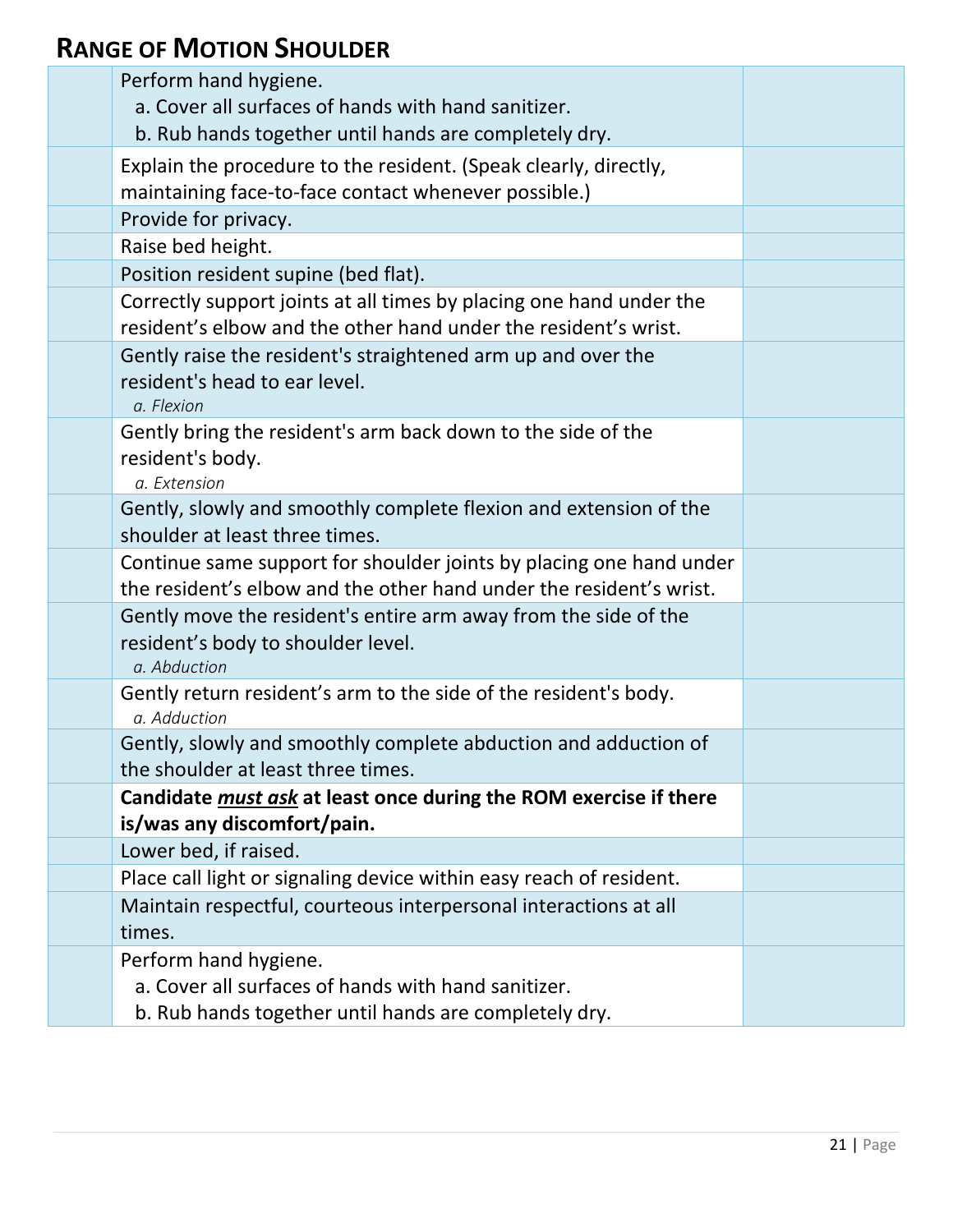## RANGE OF MOTION SHOULDER

| | | |
|---|---|---|
| | Perform hand hygiene.<br>a. Cover all surfaces of hands with hand sanitizer.<br>b. Rub hands together until hands are completely dry. | |
| | Explain the procedure to the resident. (Speak clearly, directly, maintaining face-to-face contact whenever possible.) | |
| | Provide for privacy. | |
| | Raise bed height. | |
| | Position resident supine (bed flat). | |
| | Correctly support joints at all times by placing one hand under the resident's elbow and the other hand under the resident's wrist. | |
| | Gently raise the resident's straightened arm up and over the resident's head to ear level.<br>*a. Flexion* | |
| | Gently bring the resident's arm back down to the side of the resident's body.<br>*a. Extension* | |
| | Gently, slowly and smoothly complete flexion and extension of the shoulder at least three times. | |
| | Continue same support for shoulder joints by placing one hand under the resident's elbow and the other hand under the resident's wrist. | |
| | Gently move the resident's entire arm away from the side of the resident's body to shoulder level.<br>*a. Abduction* | |
| | Gently return resident's arm to the side of the resident's body.<br>*a. Adduction* | |
| | Gently, slowly and smoothly complete abduction and adduction of the shoulder at least three times. | |
| | **Candidate *must ask* at least once during the ROM exercise if there is/was any discomfort/pain.** | |
| | Lower bed, if raised. | |
| | Place call light or signaling device within easy reach of resident. | |
| | Maintain respectful, courteous interpersonal interactions at all times. | |
| | Perform hand hygiene.<br>a. Cover all surfaces of hands with hand sanitizer.<br>b. Rub hands together until hands are completely dry. | |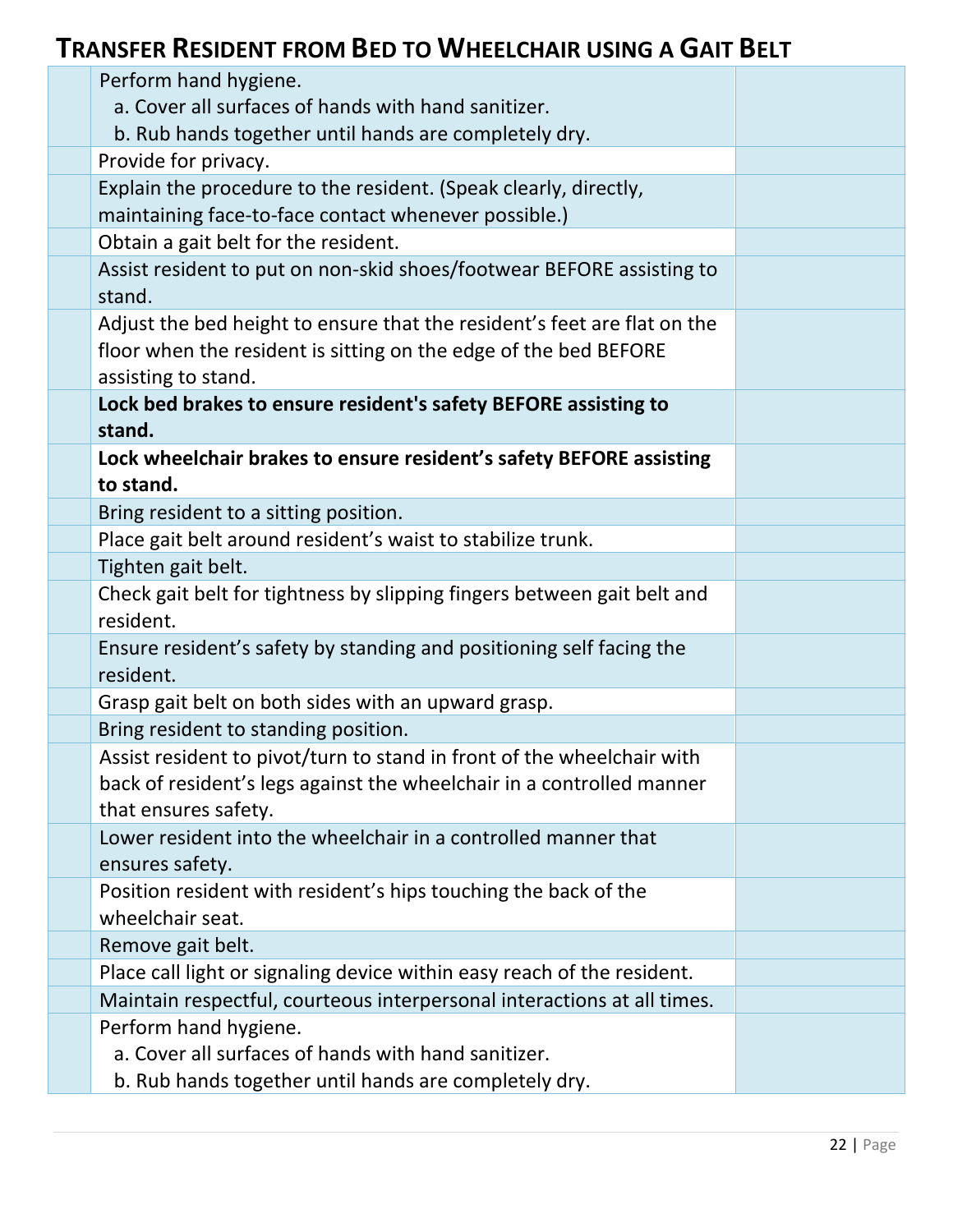## TRANSFER RESIDENT FROM BED TO WHEELCHAIR USING A GAIT BELT

| | | |
|---|---|---|
| | Perform hand hygiene.<br>a. Cover all surfaces of hands with hand sanitizer.<br>b. Rub hands together until hands are completely dry. | |
| | Provide for privacy. | |
| | Explain the procedure to the resident. (Speak clearly, directly, maintaining face-to-face contact whenever possible.) | |
| | Obtain a gait belt for the resident. | |
| | Assist resident to put on non-skid shoes/footwear BEFORE assisting to stand. | |
| | Adjust the bed height to ensure that the resident's feet are flat on the floor when the resident is sitting on the edge of the bed BEFORE assisting to stand. | |
| | **Lock bed brakes to ensure resident's safety BEFORE assisting to stand.** | |
| | **Lock wheelchair brakes to ensure resident's safety BEFORE assisting to stand.** | |
| | Bring resident to a sitting position. | |
| | Place gait belt around resident's waist to stabilize trunk. | |
| | Tighten gait belt. | |
| | Check gait belt for tightness by slipping fingers between gait belt and resident. | |
| | Ensure resident's safety by standing and positioning self facing the resident. | |
| | Grasp gait belt on both sides with an upward grasp. | |
| | Bring resident to standing position. | |
| | Assist resident to pivot/turn to stand in front of the wheelchair with back of resident's legs against the wheelchair in a controlled manner that ensures safety. | |
| | Lower resident into the wheelchair in a controlled manner that ensures safety. | |
| | Position resident with resident's hips touching the back of the wheelchair seat. | |
| | Remove gait belt. | |
| | Place call light or signaling device within easy reach of the resident. | |
| | Maintain respectful, courteous interpersonal interactions at all times. | |
| | Perform hand hygiene.<br>a. Cover all surfaces of hands with hand sanitizer.<br>b. Rub hands together until hands are completely dry. | |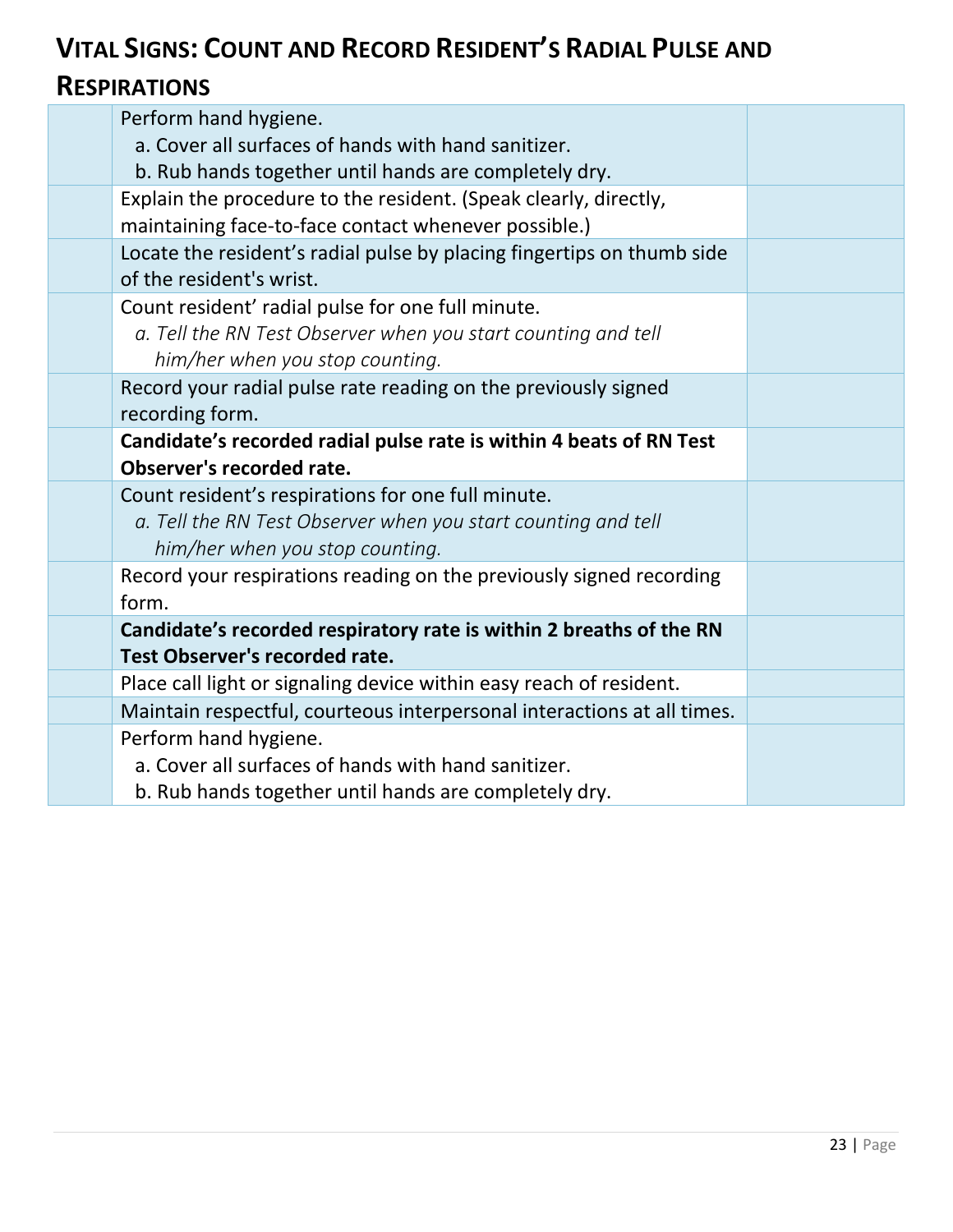# Vital Signs: Count and Record Resident's Radial Pulse and Respirations

| | | |
|---|---|---|
| | Perform hand hygiene.<br>a. Cover all surfaces of hands with hand sanitizer.<br>b. Rub hands together until hands are completely dry. | |
| | Explain the procedure to the resident. (Speak clearly, directly, maintaining face-to-face contact whenever possible.) | |
| | Locate the resident's radial pulse by placing fingertips on thumb side of the resident's wrist. | |
| | Count resident' radial pulse for one full minute.<br>*a. Tell the RN Test Observer when you start counting and tell him/her when you stop counting.* | |
| | Record your radial pulse rate reading on the previously signed recording form. | |
| | **Candidate's recorded radial pulse rate is within 4 beats of RN Test Observer's recorded rate.** | |
| | Count resident's respirations for one full minute.<br>*a. Tell the RN Test Observer when you start counting and tell him/her when you stop counting.* | |
| | Record your respirations reading on the previously signed recording form. | |
| | **Candidate's recorded respiratory rate is within 2 breaths of the RN Test Observer's recorded rate.** | |
| | Place call light or signaling device within easy reach of resident. | |
| | Maintain respectful, courteous interpersonal interactions at all times. | |
| | Perform hand hygiene.<br>a. Cover all surfaces of hands with hand sanitizer.<br>b. Rub hands together until hands are completely dry. | |